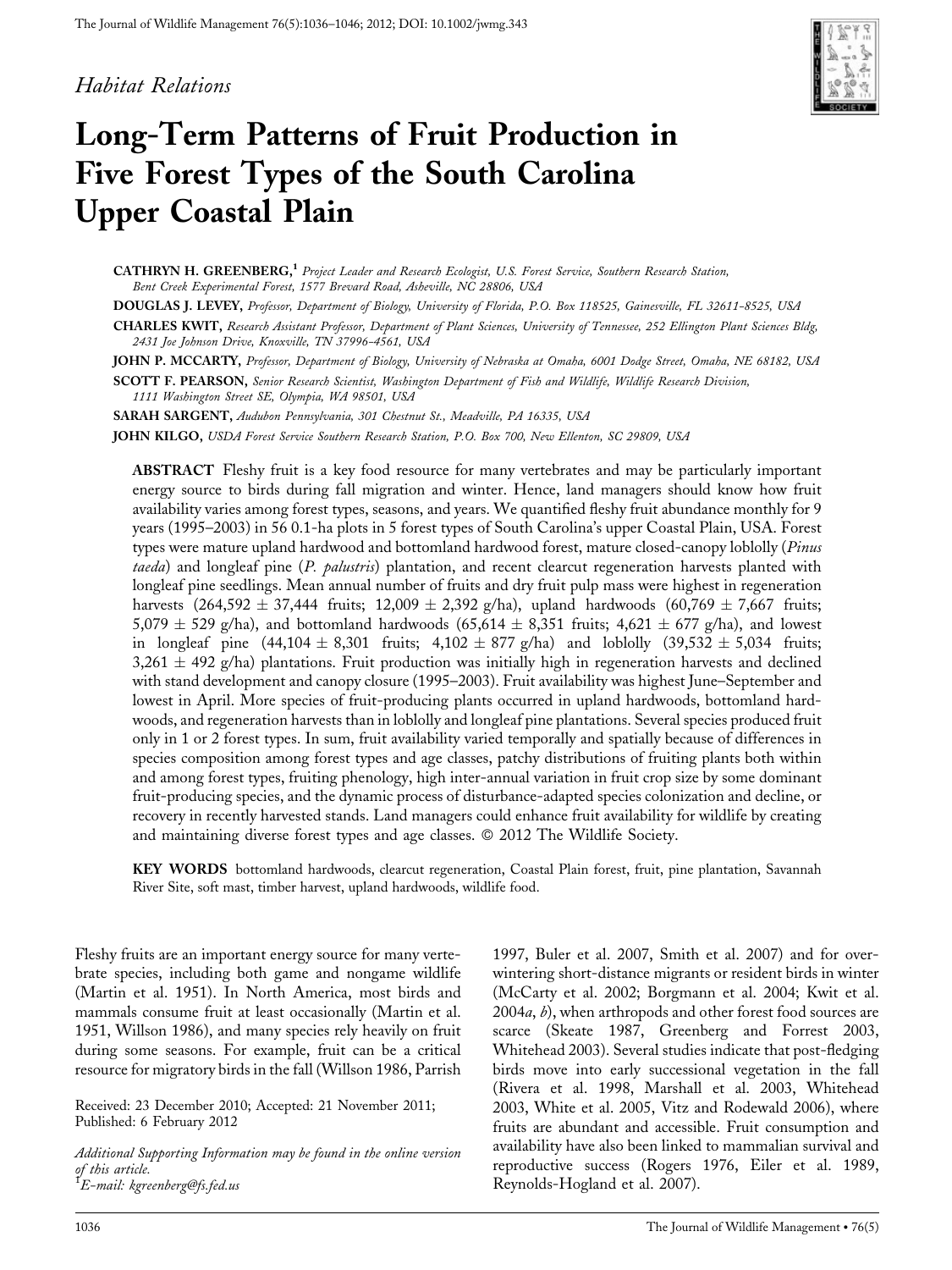*Habitat Relations*

# Long-Term Patterns of Fruit Production in Five Forest Types of the South Carolina Upper Coastal Plain

**CATHRYN H. GREENBERG,**[1] *Project Leader and Research Ecologist, U.S. Forest Service, Southern Research Station, Bent Creek Experimental Forest, 1577 Brevard Road, Asheville, NC 28806, USA*

**DOUGLAS J. LEVEY,** *Professor, Department of Biology, University of Florida, P.O. Box 118525, Gainesville, FL 32611-8525, USA*

**CHARLES KWIT,** *Research Assistant Professor, Department of Plant Sciences, University of Tennessee, 252 Ellington Plant Sciences Bldg, 2431 Joe Johnson Drive, Knoxville, TN 37996-4561, USA*

**JOHN P. MCCARTY,** *Professor, Department of Biology, University of Nebraska at Omaha, 6001 Dodge Street, Omaha, NE 68182, USA*

**SCOTT F. PEARSON,** *Senior Research Scientist, Washington Department of Fish and Wildlife, Wildlife Research Division, 1111 Washington Street SE, Olympia, WA 98501, USA*

**SARAH SARGENT,** *Audubon Pennsylvania, 301 Chestnut St., Meadville, PA 16335, USA*

**JOHN KILGO,** *USDA Forest Service Southern Research Station, P.O. Box 700, New Ellenton, SC 29809, USA*

**ABSTRACT** Fleshy fruit is a key food resource for many vertebrates and may be particularly important energy source to birds during fall migration and winter. Hence, land managers should know how fruit availability varies among forest types, seasons, and years. We quantified fleshy fruit abundance monthly for 9 years (1995–2003) in 56 0.1-ha plots in 5 forest types of South Carolina's upper Coastal Plain, USA. Forest types were mature upland hardwood and bottomland hardwood forest, mature closed-canopy loblolly (*Pinus taeda*) and longleaf pine (*P. palustris*) plantation, and recent clearcut regeneration harvests planted with longleaf pine seedlings. Mean annual number of fruits and dry fruit pulp mass were highest in regeneration harvests (264,592 ± 37,444 fruits; 12,009 ± 2,392 g/ha), upland hardwoods (60,769 ± 7,667 fruits; 5,079 ± 529 g/ha), and bottomland hardwoods (65,614 ± 8,351 fruits; 4,621 ± 677 g/ha), and lowest in longleaf pine (44,104 ± 8,301 fruits; 4,102 ± 877 g/ha) and loblolly (39,532 ± 5,034 fruits; 3,261 ± 492 g/ha) plantations. Fruit production was initially high in regeneration harvests and declined with stand development and canopy closure (1995–2003). Fruit availability was highest June–September and lowest in April. More species of fruit-producing plants occurred in upland hardwoods, bottomland hardwoods, and regeneration harvests than in loblolly and longleaf pine plantations. Several species produced fruit only in 1 or 2 forest types. In sum, fruit availability varied temporally and spatially because of differences in species composition among forest types and age classes, patchy distributions of fruiting plants both within and among forest types, fruiting phenology, high inter-annual variation in fruit crop size by some dominant fruit-producing species, and the dynamic process of disturbance-adapted species colonization and decline, or recovery in recently harvested stands. Land managers could enhance fruit availability for wildlife by creating and maintaining diverse forest types and age classes. © 2012 The Wildlife Society.

**KEY WORDS** bottomland hardwoods, clearcut regeneration, Coastal Plain forest, fruit, pine plantation, Savannah River Site, soft mast, timber harvest, upland hardwoods, wildlife food.

Fleshy fruits are an important energy source for many vertebrate species, including both game and nongame wildlife (Martin et al. 1951). In North America, most birds and mammals consume fruit at least occasionally (Martin et al. 1951, Willson 1986), and many species rely heavily on fruit during some seasons. For example, fruit can be a critical resource for migratory birds in the fall (Willson 1986, Parrish 1997, Buler et al. 2007, Smith et al. 2007) and for over-wintering short-distance migrants or resident birds in winter (McCarty et al. 2002; Borgmann et al. 2004; Kwit et al. 2004*a*, *b*), when arthropods and other forest food sources are scarce (Skeate 1987, Greenberg and Forrest 2003, Whitehead 2003). Several studies indicate that post-fledging birds move into early successional vegetation in the fall (Rivera et al. 1998, Marshall et al. 2003, Whitehead 2003, White et al. 2005, Vitz and Rodewald 2006), where fruits are abundant and accessible. Fruit consumption and availability have also been linked to mammalian survival and reproductive success (Rogers 1976, Eiler et al. 1989, Reynolds-Hogland et al. 2007).

Received: 23 December 2010; Accepted: 21 November 2011; Published: 6 February 2012

*Additional Supporting Information may be found in the online version of this article.*

[1]*E-mail: kgreenberg@fs.fed.us*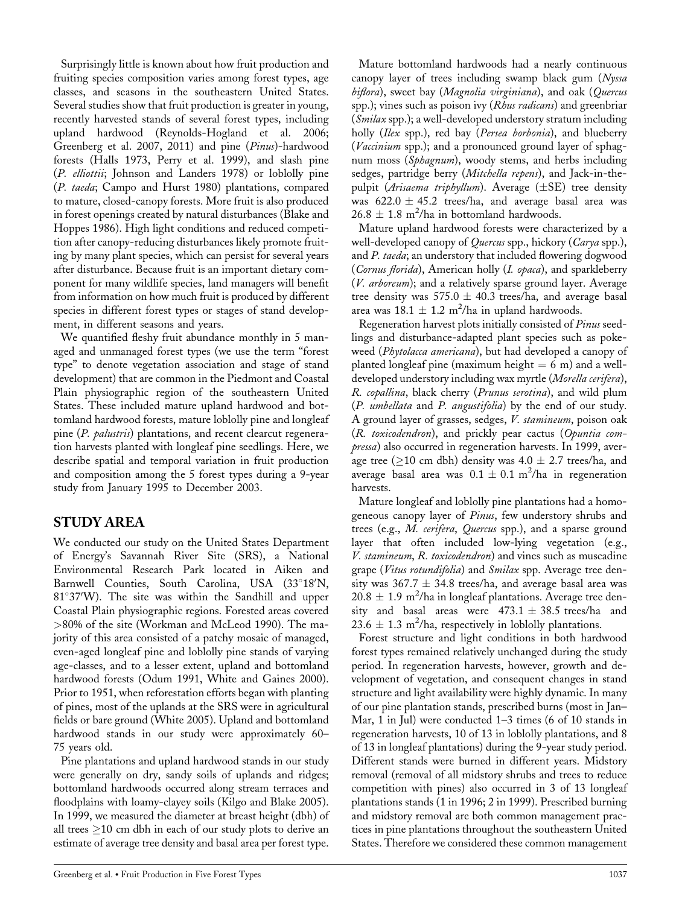Surprisingly little is known about how fruit production and fruiting species composition varies among forest types, age classes, and seasons in the southeastern United States. Several studies show that fruit production is greater in young, recently harvested stands of several forest types, including upland hardwood (Reynolds-Hogland et al. 2006; Greenberg et al. 2007, 2011) and pine (*Pinus*)-hardwood forests (Halls 1973, Perry et al. 1999), and slash pine (*P. elliottii*; Johnson and Landers 1978) or loblolly pine (*P. taeda*; Campo and Hurst 1980) plantations, compared to mature, closed-canopy forests. More fruit is also produced in forest openings created by natural disturbances (Blake and Hoppes 1986). High light conditions and reduced competition after canopy-reducing disturbances likely promote fruiting by many plant species, which can persist for several years after disturbance. Because fruit is an important dietary component for many wildlife species, land managers will benefit from information on how much fruit is produced by different species in different forest types or stages of stand development, in different seasons and years.

We quantified fleshy fruit abundance monthly in 5 managed and unmanaged forest types (we use the term "forest type" to denote vegetation association and stage of stand development) that are common in the Piedmont and Coastal Plain physiographic region of the southeastern United States. These included mature upland hardwood and bottomland hardwood forests, mature loblolly pine and longleaf pine (*P. palustris*) plantations, and recent clearcut regeneration harvests planted with longleaf pine seedlings. Here, we describe spatial and temporal variation in fruit production and composition among the 5 forest types during a 9-year study from January 1995 to December 2003.

## STUDY AREA

We conducted our study on the United States Department of Energy's Savannah River Site (SRS), a National Environmental Research Park located in Aiken and Barnwell Counties, South Carolina, USA (33°18′N, 81°37′W). The site was within the Sandhill and upper Coastal Plain physiographic regions. Forested areas covered >80% of the site (Workman and McLeod 1990). The majority of this area consisted of a patchy mosaic of managed, even-aged longleaf pine and loblolly pine stands of varying age-classes, and to a lesser extent, upland and bottomland hardwood forests (Odum 1991, White and Gaines 2000). Prior to 1951, when reforestation efforts began with planting of pines, most of the uplands at the SRS were in agricultural fields or bare ground (White 2005). Upland and bottomland hardwood stands in our study were approximately 60–75 years old.

Pine plantations and upland hardwood stands in our study were generally on dry, sandy soils of uplands and ridges; bottomland hardwoods occurred along stream terraces and floodplains with loamy-clayey soils (Kilgo and Blake 2005). In 1999, we measured the diameter at breast height (dbh) of all trees ≥10 cm dbh in each of our study plots to derive an estimate of average tree density and basal area per forest type.

Mature bottomland hardwoods had a nearly continuous canopy layer of trees including swamp black gum (*Nyssa biflora*), sweet bay (*Magnolia virginiana*), and oak (*Quercus* spp.); vines such as poison ivy (*Rhus radicans*) and greenbriar (*Smilax* spp.); a well-developed understory stratum including holly (*Ilex* spp.), red bay (*Persea borbonia*), and blueberry (*Vaccinium* spp.); and a pronounced ground layer of sphagnum moss (*Sphagnum*), woody stems, and herbs including sedges, partridge berry (*Mitchella repens*), and Jack-in-the-pulpit (*Arisaema triphyllum*). Average (±SE) tree density was 622.0 ± 45.2 trees/ha, and average basal area was 26.8 ± 1.8 m$^2$/ha in bottomland hardwoods.

Mature upland hardwood forests were characterized by a well-developed canopy of *Quercus* spp., hickory (*Carya* spp.), and *P. taeda*; an understory that included flowering dogwood (*Cornus florida*), American holly (*I. opaca*), and sparkleberry (*V. arboreum*); and a relatively sparse ground layer. Average tree density was 575.0 ± 40.3 trees/ha, and average basal area was 18.1 ± 1.2 m$^2$/ha in upland hardwoods.

Regeneration harvest plots initially consisted of *Pinus* seedlings and disturbance-adapted plant species such as pokeweed (*Phytolacca americana*), but had developed a canopy of planted longleaf pine (maximum height = 6 m) and a well-developed understory including wax myrtle (*Morella cerifera*), *R. copallina*, black cherry (*Prunus serotina*), and wild plum (*P. umbellata* and *P. angustifolia*) by the end of our study. A ground layer of grasses, sedges, *V. stamineum*, poison oak (*R. toxicodendron*), and prickly pear cactus (*Opuntia compressa*) also occurred in regeneration harvests. In 1999, average tree (≥10 cm dbh) density was 4.0 ± 2.7 trees/ha, and average basal area was 0.1 ± 0.1 m$^2$/ha in regeneration harvests.

Mature longleaf and loblolly pine plantations had a homogeneous canopy layer of *Pinus*, few understory shrubs and trees (e.g., *M. cerifera*, *Quercus* spp.), and a sparse ground layer that often included low-lying vegetation (e.g., *V. stamineum*, *R. toxicodendron*) and vines such as muscadine grape (*Vitus rotundifolia*) and *Smilax* spp. Average tree density was 367.7 ± 34.8 trees/ha, and average basal area was 20.8 ± 1.9 m$^2$/ha in longleaf plantations. Average tree density and basal areas were 473.1 ± 38.5 trees/ha and 23.6 ± 1.3 m$^2$/ha, respectively in loblolly plantations.

Forest structure and light conditions in both hardwood forest types remained relatively unchanged during the study period. In regeneration harvests, however, growth and development of vegetation, and consequent changes in stand structure and light availability were highly dynamic. In many of our pine plantation stands, prescribed burns (most in Jan–Mar, 1 in Jul) were conducted 1–3 times (6 of 10 stands in regeneration harvests, 10 of 13 in loblolly plantations, and 8 of 13 in longleaf plantations) during the 9-year study period. Different stands were burned in different years. Midstory removal (removal of all midstory shrubs and trees to reduce competition with pines) also occurred in 3 of 13 longleaf plantations stands (1 in 1996; 2 in 1999). Prescribed burning and midstory removal are both common management practices in pine plantations throughout the southeastern United States. Therefore we considered these common management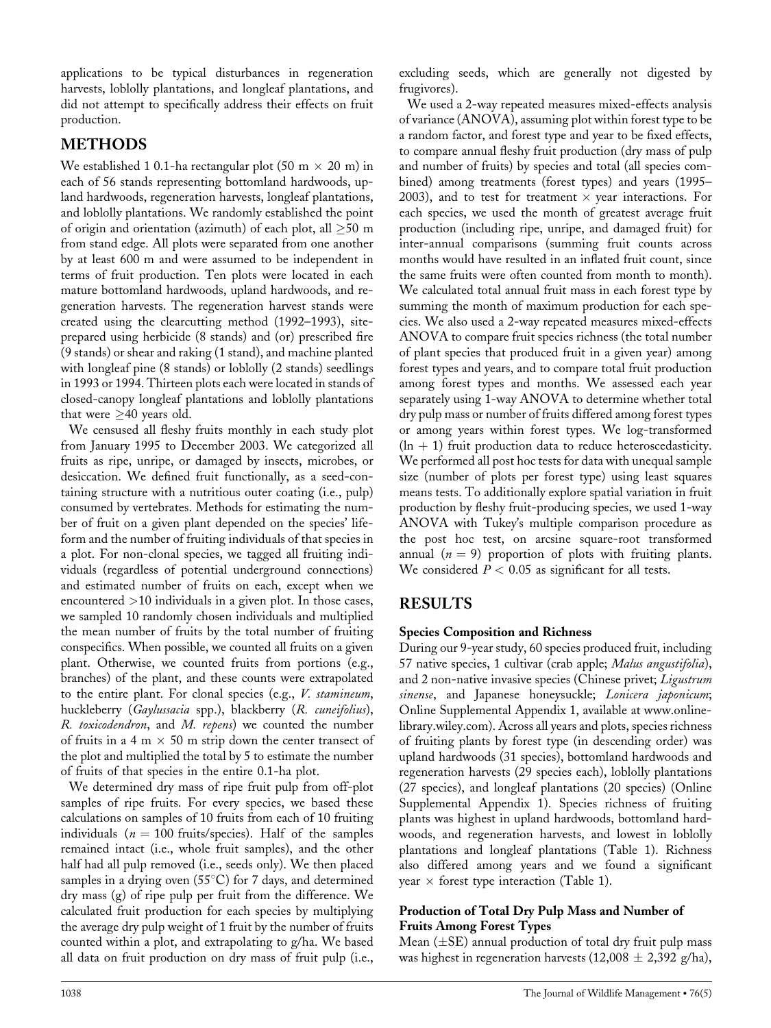applications to be typical disturbances in regeneration harvests, loblolly plantations, and longleaf plantations, and did not attempt to specifically address their effects on fruit production.

## METHODS

We established 1 0.1-ha rectangular plot (50 m × 20 m) in each of 56 stands representing bottomland hardwoods, upland hardwoods, regeneration harvests, longleaf plantations, and loblolly plantations. We randomly established the point of origin and orientation (azimuth) of each plot, all ≥50 m from stand edge. All plots were separated from one another by at least 600 m and were assumed to be independent in terms of fruit production. Ten plots were located in each mature bottomland hardwoods, upland hardwoods, and regeneration harvests. The regeneration harvest stands were created using the clearcutting method (1992–1993), site-prepared using herbicide (8 stands) and (or) prescribed fire (9 stands) or shear and raking (1 stand), and machine planted with longleaf pine (8 stands) or loblolly (2 stands) seedlings in 1993 or 1994. Thirteen plots each were located in stands of closed-canopy longleaf plantations and loblolly plantations that were ≥40 years old.

We censused all fleshy fruits monthly in each study plot from January 1995 to December 2003. We categorized all fruits as ripe, unripe, or damaged by insects, microbes, or desiccation. We defined fruit functionally, as a seed-containing structure with a nutritious outer coating (i.e., pulp) consumed by vertebrates. Methods for estimating the number of fruit on a given plant depended on the species' life-form and the number of fruiting individuals of that species in a plot. For non-clonal species, we tagged all fruiting individuals (regardless of potential underground connections) and estimated number of fruits on each, except when we encountered >10 individuals in a given plot. In those cases, we sampled 10 randomly chosen individuals and multiplied the mean number of fruits by the total number of fruiting conspecifics. When possible, we counted all fruits on a given plant. Otherwise, we counted fruits from portions (e.g., branches) of the plant, and these counts were extrapolated to the entire plant. For clonal species (e.g., *V. stamineum*, huckleberry (*Gaylussacia* spp.), blackberry (*R. cuneifolius*), *R. toxicodendron*, and *M. repens*) we counted the number of fruits in a 4 m × 50 m strip down the center transect of the plot and multiplied the total by 5 to estimate the number of fruits of that species in the entire 0.1-ha plot.

We determined dry mass of ripe fruit pulp from off-plot samples of ripe fruits. For every species, we based these calculations on samples of 10 fruits from each of 10 fruiting individuals ($n = 100$ fruits/species). Half of the samples remained intact (i.e., whole fruit samples), and the other half had all pulp removed (i.e., seeds only). We then placed samples in a drying oven (55°C) for 7 days, and determined dry mass (g) of ripe pulp per fruit from the difference. We calculated fruit production for each species by multiplying the average dry pulp weight of 1 fruit by the number of fruits counted within a plot, and extrapolating to g/ha. We based all data on fruit production on dry mass of fruit pulp (i.e., excluding seeds, which are generally not digested by frugivores).

We used a 2-way repeated measures mixed-effects analysis of variance (ANOVA), assuming plot within forest type to be a random factor, and forest type and year to be fixed effects, to compare annual fleshy fruit production (dry mass of pulp and number of fruits) by species and total (all species combined) among treatments (forest types) and years (1995–2003), and to test for treatment × year interactions. For each species, we used the month of greatest average fruit production (including ripe, unripe, and damaged fruit) for inter-annual comparisons (summing fruit counts across months would have resulted in an inflated fruit count, since the same fruits were often counted from month to month). We calculated total annual fruit mass in each forest type by summing the month of maximum production for each species. We also used a 2-way repeated measures mixed-effects ANOVA to compare fruit species richness (the total number of plant species that produced fruit in a given year) among forest types and years, and to compare total fruit production among forest types and months. We assessed each year separately using 1-way ANOVA to determine whether total dry pulp mass or number of fruits differed among forest types or among years within forest types. We log-transformed ($\ln + 1$) fruit production data to reduce heteroscedasticity. We performed all post hoc tests for data with unequal sample size (number of plots per forest type) using least squares means tests. To additionally explore spatial variation in fruit production by fleshy fruit-producing species, we used 1-way ANOVA with Tukey's multiple comparison procedure as the post hoc test, on arcsine square-root transformed annual ($n = 9$) proportion of plots with fruiting plants. We considered $P < 0.05$ as significant for all tests.

## RESULTS

### Species Composition and Richness

During our 9-year study, 60 species produced fruit, including 57 native species, 1 cultivar (crab apple; *Malus angustifolia*), and 2 non-native invasive species (Chinese privet; *Ligustrum sinense*, and Japanese honeysuckle; *Lonicera japonicum*; Online Supplemental Appendix 1, available at www.onlinelibrary.wiley.com). Across all years and plots, species richness of fruiting plants by forest type (in descending order) was upland hardwoods (31 species), bottomland hardwoods and regeneration harvests (29 species each), loblolly plantations (27 species), and longleaf plantations (20 species) (Online Supplemental Appendix 1). Species richness of fruiting plants was highest in upland hardwoods, bottomland hardwoods, and regeneration harvests, and lowest in loblolly plantations and longleaf plantations (Table 1). Richness also differed among years and we found a significant year × forest type interaction (Table 1).

### Production of Total Dry Pulp Mass and Number of Fruits Among Forest Types

Mean (±SE) annual production of total dry fruit pulp mass was highest in regeneration harvests (12,008 ± 2,392 g/ha),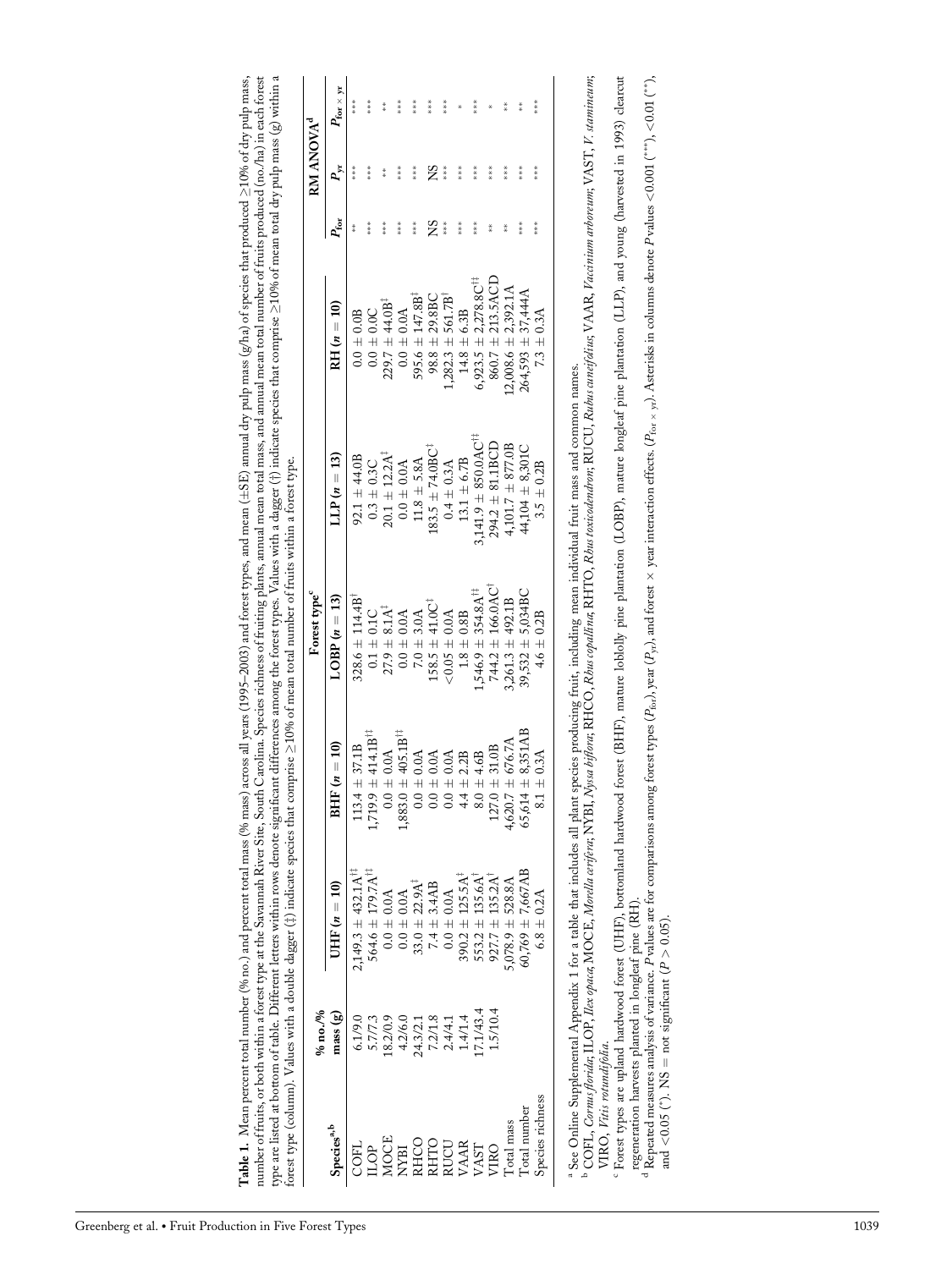**Table 1.** Mean percent total number (% no.) and percent total mass (% mass) across all years (1995–2003) and forest types, and mean (±SE) annual dry pulp mass (g/ha) of species that produced ≥10% of dry pulp mass, number of fruits, or both within a forest type at the Savannah River Site, South Carolina. Species richness of fruiting plants, annual mean total mass, and annual mean total number of fruits produced (no./ha) in each forest type are listed at bottom of table. Different letters within rows denote significant differences among the forest types. Values with a dagger (†) indicate species that comprise ≥10% of mean total dry pulp mass (g) within a forest type (column). Values with a double dagger (‡) indicate species that comprise ≥10% of mean total number of fruits within a forest type.

| Species[a,b] | % no./% mass (g) | Forest type[c] | | | | | RM ANOVA[d] | | |
|---|---|---|---|---|---|---|---|---|---|
| | | UHF ($n = 10$) | BHF ($n = 10$) | LOBP ($n = 13$) | LLP ($n = 13$) | RH ($n = 10$) | $P_{for}$ | $P_{yr}$ | $P_{for \times yr}$ |
| COFL | 6.1/9.0 | 2,149.3 ± 432.1A†‡ | 113.4 ± 37.1B | 328.6 ± 114.4B† | 92.1 ± 44.0B | 0.0 ± 0.0B | ** | *** | *** |
| ILOP | 5.7/7.3 | 564.6 ± 179.7A†‡ | 1,719.9 ± 414.1B†‡ | 0.1 ± 0.1C | 0.3 ± 0.3C | 0.0 ± 0.0C | *** | *** | *** |
| MOCE | 18.2/0.9 | 0.0 ± 0.0A | 0.0 ± 0.0A | 27.9 ± 8.1A‡ | 20.1 ± 12.2A‡ | 229.7 ± 44.0B‡ | *** | ** | ** |
| NYBI | 4.2/6.0 | 0.0 ± 0.0A | 1,883.0 ± 405.1B†‡ | 0.0 ± 0.0A | 0.0 ± 0.0A | 0.0 ± 0.0A | *** | *** | *** |
| RHCO | 24.3/2.1 | 33.0 ± 22.9A‡ | 0.0 ± 0.0A | 7.0 ± 3.0A | 11.8 ± 5.8A | 595.6 ± 147.8B‡ | *** | *** | *** |
| RHTO | 7.2/1.8 | 7.4 ± 3.4AB | 0.0 ± 0.0A | 158.5 ± 41.0C‡ | 183.5 ± 74.0BC‡ | 98.8 ± 29.8BC | NS | NS | *** |
| RUCU | 2.4/4.1 | 0.0 ± 0.0A | 0.0 ± 0.0A | <0.05 ± 0.0A | 0.4 ± 0.3A | 1,282.3 ± 561.7B† | *** | *** | *** |
| VAAR | 1.4/1.4 | 390.2 ± 125.5A‡ | 4.4 ± 2.2B | 1.8 ± 0.8B | 13.1 ± 6.7B | 14.8 ± 6.3B | *** | *** | * |
| VAST | 17.1/43.4 | 553.2 ± 135.6A† | 8.0 ± 4.6B | 1,546.9 ± 354.8A†‡ | 3,141.9 ± 850.0AC†‡ | 6,923.5 ± 2,278.8C†‡ | *** | *** | *** |
| VIRO | 1.5/10.4 | 927.7 ± 135.2A† | 127.0 ± 31.0B | 744.2 ± 166.0AC† | 294.2 ± 81.1BCD | 860.7 ± 213.5ACD | ** | *** | * |
| Total mass | | 5,078.9 ± 528.8A | 4,620.7 ± 676.7A | 3,261.3 ± 492.1B | 4,101.7 ± 877.0B | 12,008.6 ± 2,392.1A | ** | *** | ** |
| Total number | | 60,769 ± 7,667AB | 65,614 ± 8,351AB | 39,532 ± 5,034BC | 44,104 ± 8,301C | 264,593 ± 37,444A | *** | *** | ** |
| Species richness | | 6.8 ± 0.2A | 8.1 ± 0.3A | 4.6 ± 0.2B | 3.5 ± 0.2B | 7.3 ± 0.3A | *** | *** | *** |

[a] See Online Supplemental Appendix 1 for a table that includes all plant species producing fruit, including mean individual fruit mass and common names.

[b] COFL, *Cornus florida*; ILOP, *Ilex opaca*; MOCE, *Morella cerifera*; NYBI, *Nyssa biflora*; RHCO, *Rhus copallina*; RHTO, *Rhus toxicodendron*; RUCU, *Rubus cuneifolius*; VAAR, *Vaccinium arboreum*; VAST, *V. stamineum*; VIRO, *Vitis rotundifolia*.

[c] Forest types are upland hardwood forest (UHF), bottomland hardwood forest (BHF), mature loblolly pine plantation (LOBP), mature longleaf pine plantation (LLP), and young (harvested in 1993) clearcut regeneration harvests planted in longleaf pine (RH).

[d] Repeated measures analysis of variance. *P* values are for comparisons among forest types ($P_{for}$), year ($P_{yr}$), and forest × year interaction effects ($P_{for \times yr}$). Asterisks in columns denote *P* values <0.001 (***), <0.01 (**), and <0.05 (*). NS = not significant ($P > 0.05$).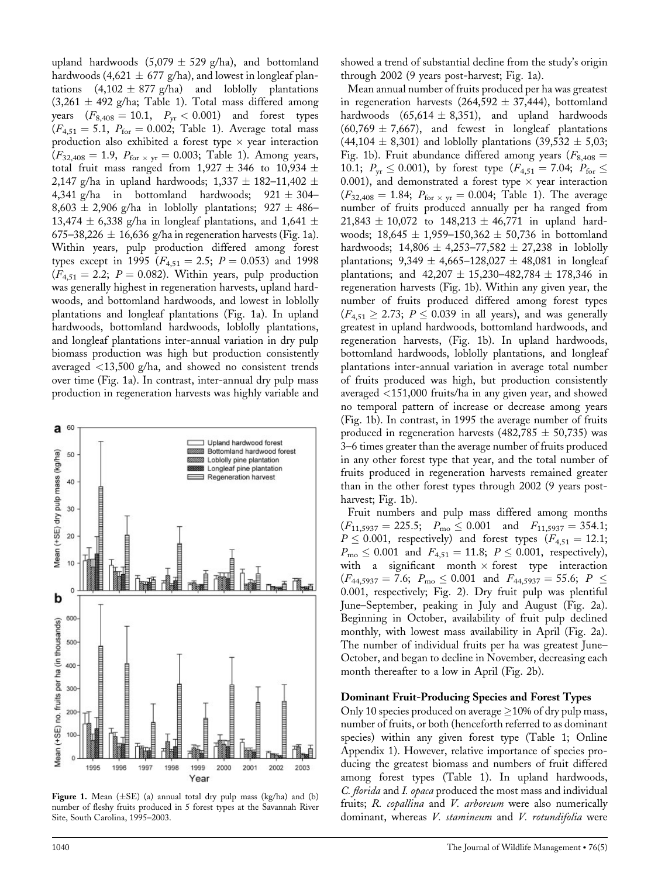upland hardwoods (5,079 ± 529 g/ha), and bottomland hardwoods (4,621 ± 677 g/ha), and lowest in longleaf plantations (4,102 ± 877 g/ha) and loblolly plantations (3,261 ± 492 g/ha; Table 1). Total mass differed among years ($F_{8,408} = 10.1$, $P_{yr} < 0.001$) and forest types ($F_{4,51} = 5.1$, $P_{for} = 0.002$; Table 1). Average total mass production also exhibited a forest type × year interaction ($F_{32,408} = 1.9$, $P_{for \times yr} = 0.003$; Table 1). Among years, total fruit mass ranged from 1,927 ± 346 to 10,934 ± 2,147 g/ha in upland hardwoods; 1,337 ± 182–11,402 ± 4,341 g/ha in bottomland hardwoods; 921 ± 304–8,603 ± 2,906 g/ha in loblolly plantations; 927 ± 486–13,474 ± 6,338 g/ha in longleaf plantations, and 1,641 ± 675–38,226 ± 16,636 g/ha in regeneration harvests (Fig. 1a). Within years, pulp production differed among forest types except in 1995 ($F_{4,51} = 2.5$; $P = 0.053$) and 1998 ($F_{4,51} = 2.2$; $P = 0.082$). Within years, pulp production was generally highest in regeneration harvests, upland hardwoods, and bottomland hardwoods, and lowest in loblolly plantations and longleaf plantations (Fig. 1a). In upland hardwoods, bottomland hardwoods, loblolly plantations, and longleaf plantations inter-annual variation in dry pulp biomass production was high but production consistently averaged <13,500 g/ha, and showed no consistent trends over time (Fig. 1a). In contrast, inter-annual dry pulp mass production in regeneration harvests was highly variable and showed a trend of substantial decline from the study's origin through 2002 (9 years post-harvest; Fig. 1a).

a
Mean (+SE) dry pulp mass (kg/ha)
Upland hardwood forest
Bottomland hardwood forest
Loblolly pine plantation
Longleaf pine plantation
Regeneration harvest

b
Mean (+SE) no. fruits per ha (in thousands)
1995 1996 1997 1998 1999 2000 2001 2002 2003
Year

**Figure 1.** Mean (±SE) (a) annual total dry pulp mass (kg/ha) and (b) number of fleshy fruits produced in 5 forest types at the Savannah River Site, South Carolina, 1995–2003.

Mean annual number of fruits produced per ha was greatest in regeneration harvests (264,592 ± 37,444), bottomland hardwoods (65,614 ± 8,351), and upland hardwoods (60,769 ± 7,667), and fewest in longleaf plantations (44,104 ± 8,301) and loblolly plantations (39,532 ± 5,03; Fig. 1b). Fruit abundance differed among years ($F_{8,408} = 10.1$; $P_{yr} \leq 0.001$), by forest type ($F_{4,51} = 7.04$; $P_{for} \leq 0.001$), and demonstrated a forest type × year interaction ($F_{32,408} = 1.84$; $P_{for \times yr} = 0.004$; Table 1). The average number of fruits produced annually per ha ranged from 21,843 ± 10,072 to 148,213 ± 46,771 in upland hardwoods; 18,645 ± 1,959–150,362 ± 50,736 in bottomland hardwoods; 14,806 ± 4,253–77,582 ± 27,238 in loblolly plantations; 9,349 ± 4,665–128,027 ± 48,081 in longleaf plantations; and 42,207 ± 15,230–482,784 ± 178,346 in regeneration harvests (Fig. 1b). Within any given year, the number of fruits produced differed among forest types ($F_{4,51} \geq 2.73$; $P \leq 0.039$ in all years), and was generally greatest in upland hardwoods, bottomland hardwoods, and regeneration harvests, (Fig. 1b). In upland hardwoods, bottomland hardwoods, loblolly plantations, and longleaf plantations inter-annual variation in average total number of fruits produced was high, but production consistently averaged <151,000 fruits/ha in any given year, and showed no temporal pattern of increase or decrease among years (Fig. 1b). In contrast, in 1995 the average number of fruits produced in regeneration harvests (482,785 ± 50,735) was 3–6 times greater than the average number of fruits produced in any other forest type that year, and the total number of fruits produced in regeneration harvests remained greater than in the other forest types through 2002 (9 years post-harvest; Fig. 1b).

Fruit numbers and pulp mass differed among months ($F_{11,5937} = 225.5$; $P_{mo} \leq 0.001$ and $F_{11,5937} = 354.1$; $P \leq 0.001$, respectively) and forest types ($F_{4,51} = 12.1$; $P_{mo} \leq 0.001$ and $F_{4,51} = 11.8$; $P \leq 0.001$, respectively), with a significant month × forest type interaction ($F_{44,5937} = 7.6$; $P_{mo} \leq 0.001$ and $F_{44,5937} = 55.6$; $P \leq 0.001$, respectively; Fig. 2). Dry fruit pulp was plentiful June–September, peaking in July and August (Fig. 2a). Beginning in October, availability of fruit pulp declined monthly, with lowest mass availability in April (Fig. 2a). The number of individual fruits per ha was greatest June–October, and began to decline in November, decreasing each month thereafter to a low in April (Fig. 2b).

### Dominant Fruit-Producing Species and Forest Types

Only 10 species produced on average ≥10% of dry pulp mass, number of fruits, or both (henceforth referred to as dominant species) within any given forest type (Table 1; Online Appendix 1). However, relative importance of species producing the greatest biomass and numbers of fruit differed among forest types (Table 1). In upland hardwoods, *C. florida* and *I. opaca* produced the most mass and individual fruits; *R. copallina* and *V. arboreum* were also numerically dominant, whereas *V. stamineum* and *V. rotundifolia* were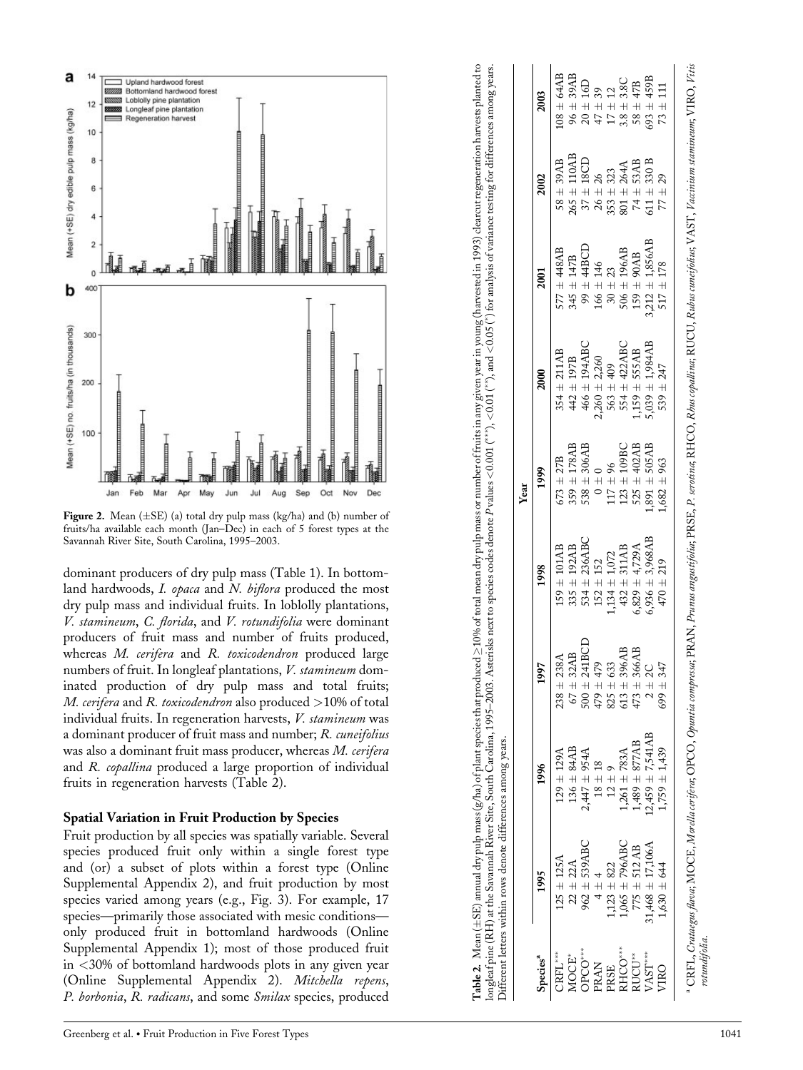a

Upland hardwood forest
Bottomland hardwood forest
Loblolly pine plantation
Longleaf pine plantation
Regeneration harvest

Mean (+SE) dry edible pulp mass (kg/ha)

0 2 4 6 8 10 12 14

b

Mean (+SE) no. fruits/ha (in thousands)

100 200 300 400

Jan Feb Mar Apr May Jun Jul Aug Sep Oct Nov Dec

**Figure 2.** Mean (±SE) (a) total dry pulp mass (kg/ha) and (b) number of fruits/ha available each month (Jan–Dec) in each of 5 forest types at the Savannah River Site, South Carolina, 1995–2003.

dominant producers of dry pulp mass (Table 1). In bottomland hardwoods, *I. opaca* and *N. biflora* produced the most dry pulp mass and individual fruits. In loblolly plantations, *V. stamineum*, *C. florida*, and *V. rotundifolia* were dominant producers of fruit mass and number of fruits produced, whereas *M. cerifera* and *R. toxicodendron* produced large numbers of fruit. In longleaf plantations, *V. stamineum* dominated production of dry pulp mass and total fruits; *M. cerifera* and *R. toxicodendron* also produced >10% of total individual fruits. In regeneration harvests, *V. stamineum* was a dominant producer of fruit mass and number; *R. cuneifolius* was also a dominant fruit mass producer, whereas *M. cerifera* and *R. copallina* produced a large proportion of individual fruits in regeneration harvests (Table 2).

## Spatial Variation in Fruit Production by Species

Fruit production by all species was spatially variable. Several species produced fruit only within a single forest type and (or) a subset of plots within a forest type (Online Supplemental Appendix 2), and fruit production by most species varied among years (e.g., Fig. 3). For example, 17 species—primarily those associated with mesic conditions—only produced fruit in bottomland hardwoods (Online Supplemental Appendix 1); most of those produced fruit in <30% of bottomland hardwoods plots in any given year (Online Supplemental Appendix 2). *Mitchella repens*, *P. borbonia*, *R. radicans*, and some *Smilax* species, produced

**Table 2.** Mean (±SE) annual dry pulp mass (g/ha) of plant species that produced ≥10% of total mean dry pulp mass or number of fruits in any given year in young (harvested in 1993) clearcut regeneration harvests planted to longleaf pine (RH) at the Savannah River Site, South Carolina, 1995–2003. Asterisks next to species codes denote *P* values <0.001 (***), <0.01 (**), and <0.05 (*) for analysis of variance testing for differences among years. Different letters within rows denote differences among years.

| Species[a] | Year | | | | | | | | |
|---|---|---|---|---|---|---|---|---|---|
| | 1995 | 1996 | 1997 | 1998 | 1999 | 2000 | 2001 | 2002 | 2003 |
| CRFL*** | 125 ± 125A | 129 ± 129A | 238 ± 238A | 159 ± 101AB | 673 ± 27B | 354 ± 211AB | 577 ± 448AB | 58 ± 39AB | 108 ± 64AB |
| MOCE* | 22 ± 22A | 136 ± 84AB | 67 ± 32AB | 335 ± 192AB | 359 ± 178AB | 442 ± 197B | 345 ± 147B | 265 ± 110AB | 96 ± 39AB |
| OPCO*** | 962 ± 539ABC | 2,447 ± 954A | 500 ± 241BCD | 534 ± 236ABC | 538 ± 306AB | 466 ± 194ABC | 99 ± 44BCD | 37 ± 18CD | 20 ± 16D |
| PRAN | 4 ± 4 | 18 ± 18 | 479 ± 479 | 152 ± 152 | 0 ± 0 | 2,260 ± 2,260 | 166 ± 146 | 26 ± 26 | 47 ± 39 |
| PRSE | 1,123 ± 822 | 12 ± 9 | 825 ± 633 | 1,134 ± 1,072 | 117 ± 96 | 563 ± 409 | 30 ± 23 | 353 ± 323 | 17 ± 12 |
| RHCO*** | 1,065 ± 796ABC | 1,261 ± 783A | 613 ± 396AB | 432 ± 311AB | 123 ± 109BC | 554 ± 422ABC | 506 ± 196AB | 801 ± 264A | 3.8 ± 3.8C |
| RUCU** | 775 ± 512 AB | 1,489 ± 877AB | 473 ± 366AB | 6,829 ± 4,729A | 525 ± 402AB | 1,159 ± 555AB | 159 ± 90AB | 74 ± 53AB | 58 ± 47B |
| VAST*** | 31,468 ± 17,106A | 12,459 ± 7,541AB | 2 ± 2C | 6,936 ± 3,968AB | 1,891 ± 505AB | 5,039 ± 1,984AB | 3,212 ± 1,856AB | 611 ± 330 B | 693 ± 459B |
| VIRO | 1,630 ± 644 | 1,759 ± 1,439 | 699 ± 347 | 470 ± 219 | 1,682 ± 963 | 539 ± 247 | 517 ± 178 | 77 ± 29 | 73 ± 111 |

[a] CRFL, *Crataegus flava*; MOCE, *Morella cerifera*; OPCO, *Opuntia compressa*; PRAN, *Prunus angustifolia*; PRSE, *P. serotina*, RHCO, *Rhus copallina*; RUCU, *Rubus cuneifolius*; VAST, *Vaccinium stamineum*; VIRO, *Vitis rotundifolia*.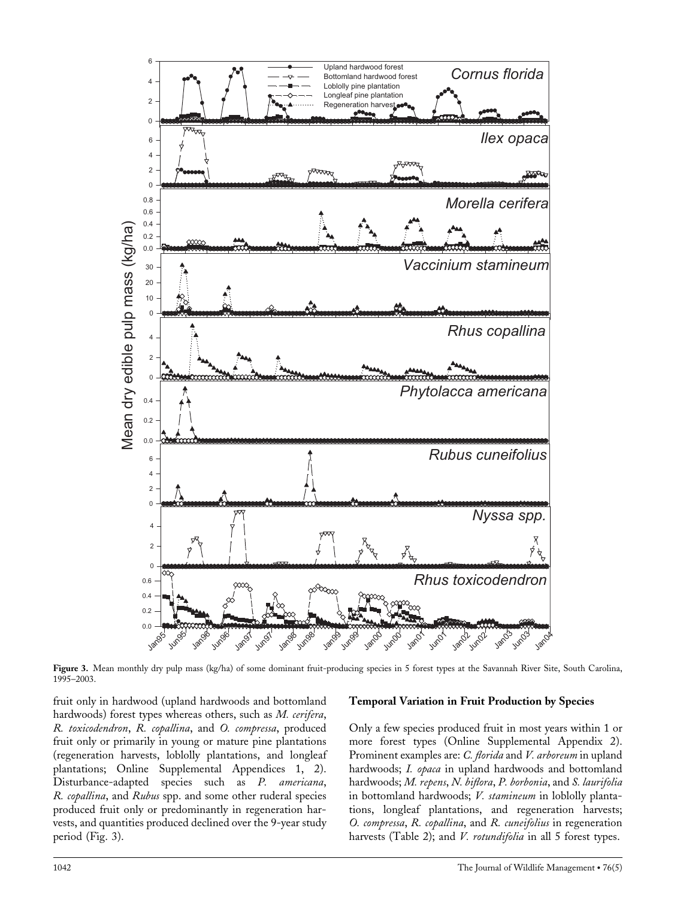Upland hardwood forest
Bottomland hardwood forest
Loblolly pine plantation
Longleaf pine plantation
Regeneration harvest

*Cornus florida*

*Ilex opaca*

*Morella cerifera*

*Vaccinium stamineum*

*Rhus copallina*

*Phytolacca americana*

*Rubus cuneifolius*

*Nyssa spp.*

*Rhus toxicodendron*

Mean dry edible pulp mass (kg/ha)

Jan95 Jun95 Jan96 Jun96 Jan97 Jun97 Jan98 Jun98 Jan99 Jun99 Jan00 Jun00 Jan01 Jun01 Jan02 Jun02 Jan03 Jun03 Jan04

**Figure 3.** Mean monthly dry pulp mass (kg/ha) of some dominant fruit-producing species in 5 forest types at the Savannah River Site, South Carolina, 1995–2003.

fruit only in hardwood (upland hardwoods and bottomland hardwoods) forest types whereas others, such as *M. cerifera*, *R. toxicodendron*, *R. copallina*, and *O. compressa*, produced fruit only or primarily in young or mature pine plantations (regeneration harvests, loblolly plantations, and longleaf plantations; Online Supplemental Appendices 1, 2). Disturbance-adapted species such as *P. americana*, *R. copallina*, and *Rubus* spp. and some other ruderal species produced fruit only or predominantly in regeneration harvests, and quantities produced declined over the 9-year study period (Fig. 3).

## Temporal Variation in Fruit Production by Species

Only a few species produced fruit in most years within 1 or more forest types (Online Supplemental Appendix 2). Prominent examples are: *C. florida* and *V. arboreum* in upland hardwoods; *I. opaca* in upland hardwoods and bottomland hardwoods; *M. repens*, *N. biflora*, *P. borbonia*, and *S. laurifolia* in bottomland hardwoods; *V. stamineum* in loblolly plantations, longleaf plantations, and regeneration harvests; *O. compressa*, *R. copallina*, and *R. cuneifolius* in regeneration harvests (Table 2); and *V. rotundifolia* in all 5 forest types.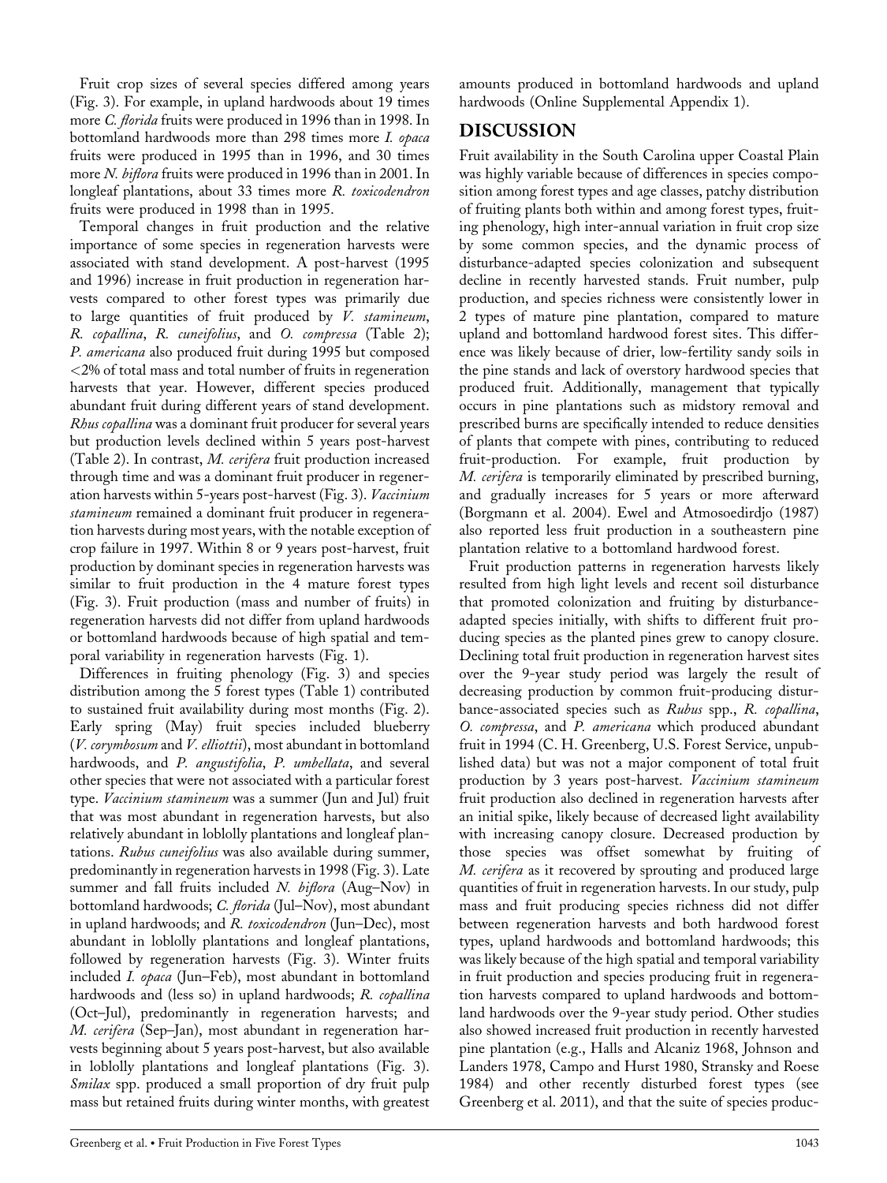Fruit crop sizes of several species differed among years (Fig. 3). For example, in upland hardwoods about 19 times more *C. florida* fruits were produced in 1996 than in 1998. In bottomland hardwoods more than 298 times more *I. opaca* fruits were produced in 1995 than in 1996, and 30 times more *N. biflora* fruits were produced in 1996 than in 2001. In longleaf plantations, about 33 times more *R. toxicodendron* fruits were produced in 1998 than in 1995.

Temporal changes in fruit production and the relative importance of some species in regeneration harvests were associated with stand development. A post-harvest (1995 and 1996) increase in fruit production in regeneration harvests compared to other forest types was primarily due to large quantities of fruit produced by *V. stamineum*, *R. copallina*, *R. cuneifolius*, and *O. compressa* (Table 2); *P. americana* also produced fruit during 1995 but composed <2% of total mass and total number of fruits in regeneration harvests that year. However, different species produced abundant fruit during different years of stand development. *Rhus copallina* was a dominant fruit producer for several years but production levels declined within 5 years post-harvest (Table 2). In contrast, *M. cerifera* fruit production increased through time and was a dominant fruit producer in regeneration harvests within 5-years post-harvest (Fig. 3). *Vaccinium stamineum* remained a dominant fruit producer in regeneration harvests during most years, with the notable exception of crop failure in 1997. Within 8 or 9 years post-harvest, fruit production by dominant species in regeneration harvests was similar to fruit production in the 4 mature forest types (Fig. 3). Fruit production (mass and number of fruits) in regeneration harvests did not differ from upland hardwoods or bottomland hardwoods because of high spatial and temporal variability in regeneration harvests (Fig. 1).

Differences in fruiting phenology (Fig. 3) and species distribution among the 5 forest types (Table 1) contributed to sustained fruit availability during most months (Fig. 2). Early spring (May) fruit species included blueberry (*V. corymbosum* and *V. elliottii*), most abundant in bottomland hardwoods, and *P. angustifolia*, *P. umbellata*, and several other species that were not associated with a particular forest type. *Vaccinium stamineum* was a summer (Jun and Jul) fruit that was most abundant in regeneration harvests, but also relatively abundant in loblolly plantations and longleaf plantations. *Rubus cuneifolius* was also available during summer, predominantly in regeneration harvests in 1998 (Fig. 3). Late summer and fall fruits included *N. biflora* (Aug–Nov) in bottomland hardwoods; *C. florida* (Jul–Nov), most abundant in upland hardwoods; and *R. toxicodendron* (Jun–Dec), most abundant in loblolly plantations and longleaf plantations, followed by regeneration harvests (Fig. 3). Winter fruits included *I. opaca* (Jun–Feb), most abundant in bottomland hardwoods and (less so) in upland hardwoods; *R. copallina* (Oct–Jul), predominantly in regeneration harvests; and *M. cerifera* (Sep–Jan), most abundant in regeneration harvests beginning about 5 years post-harvest, but also available in loblolly plantations and longleaf plantations (Fig. 3). *Smilax* spp. produced a small proportion of dry fruit pulp mass but retained fruits during winter months, with greatest amounts produced in bottomland hardwoods and upland hardwoods (Online Supplemental Appendix 1).

## DISCUSSION

Fruit availability in the South Carolina upper Coastal Plain was highly variable because of differences in species composition among forest types and age classes, patchy distribution of fruiting plants both within and among forest types, fruiting phenology, high inter-annual variation in fruit crop size by some common species, and the dynamic process of disturbance-adapted species colonization and subsequent decline in recently harvested stands. Fruit number, pulp production, and species richness were consistently lower in 2 types of mature pine plantation, compared to mature upland and bottomland hardwood forest sites. This difference was likely because of drier, low-fertility sandy soils in the pine stands and lack of overstory hardwood species that produced fruit. Additionally, management that typically occurs in pine plantations such as midstory removal and prescribed burns are specifically intended to reduce densities of plants that compete with pines, contributing to reduced fruit-production. For example, fruit production by *M. cerifera* is temporarily eliminated by prescribed burning, and gradually increases for 5 years or more afterward (Borgmann et al. 2004). Ewel and Atmosoedirdjo (1987) also reported less fruit production in a southeastern pine plantation relative to a bottomland hardwood forest.

Fruit production patterns in regeneration harvests likely resulted from high light levels and recent soil disturbance that promoted colonization and fruiting by disturbance-adapted species initially, with shifts to different fruit producing species as the planted pines grew to canopy closure. Declining total fruit production in regeneration harvest sites over the 9-year study period was largely the result of decreasing production by common fruit-producing disturbance-associated species such as *Rubus* spp., *R. copallina*, *O. compressa*, and *P. americana* which produced abundant fruit in 1994 (C. H. Greenberg, U.S. Forest Service, unpublished data) but was not a major component of total fruit production by 3 years post-harvest. *Vaccinium stamineum* fruit production also declined in regeneration harvests after an initial spike, likely because of decreased light availability with increasing canopy closure. Decreased production by those species was offset somewhat by fruiting of *M. cerifera* as it recovered by sprouting and produced large quantities of fruit in regeneration harvests. In our study, pulp mass and fruit producing species richness did not differ between regeneration harvests and both hardwood forest types, upland hardwoods and bottomland hardwoods; this was likely because of the high spatial and temporal variability in fruit production and species producing fruit in regeneration harvests compared to upland hardwoods and bottomland hardwoods over the 9-year study period. Other studies also showed increased fruit production in recently harvested pine plantation (e.g., Halls and Alcaniz 1968, Johnson and Landers 1978, Campo and Hurst 1980, Stransky and Roese 1984) and other recently disturbed forest types (see Greenberg et al. 2011), and that the suite of species produc-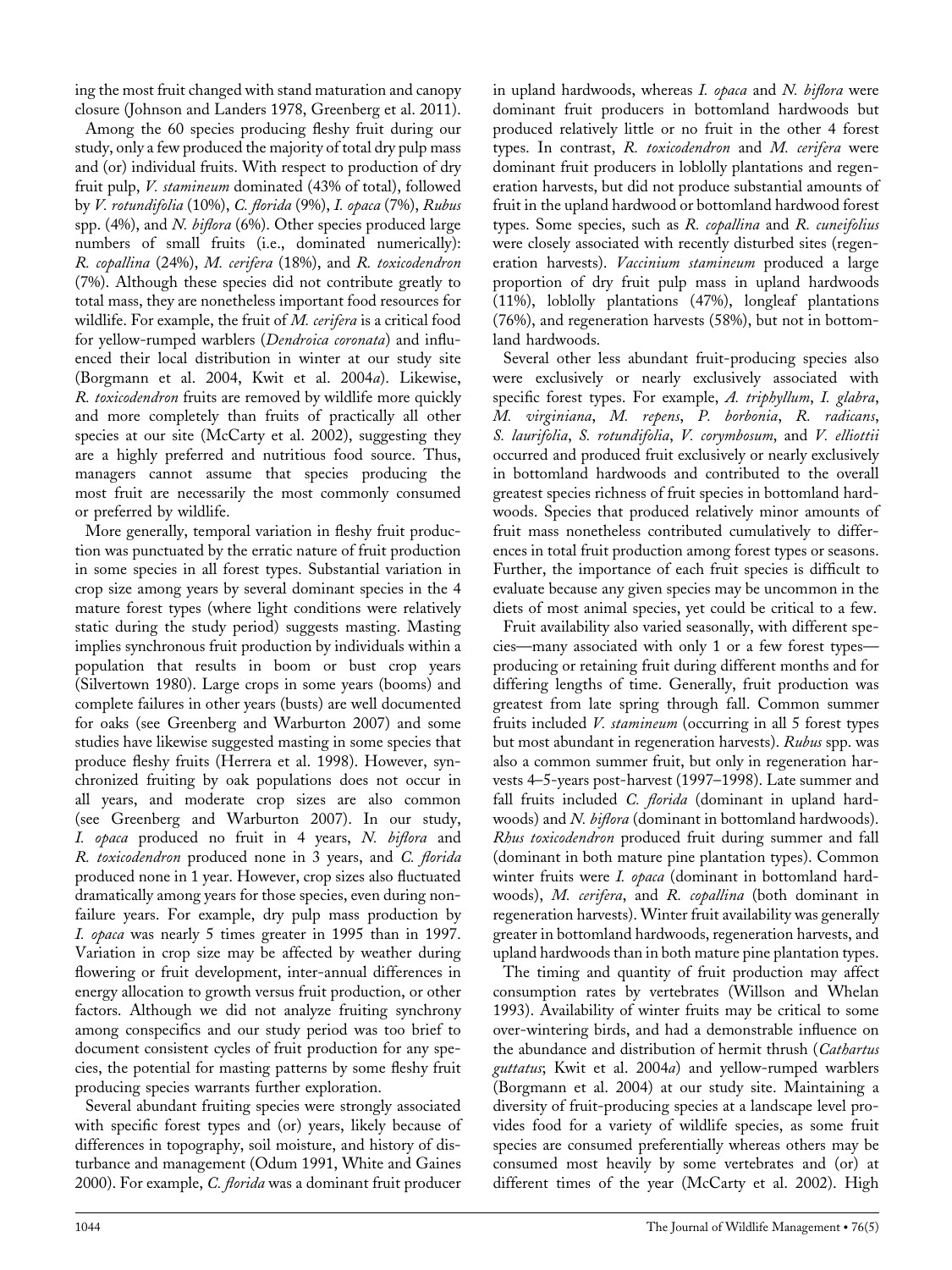ing the most fruit changed with stand maturation and canopy closure (Johnson and Landers 1978, Greenberg et al. 2011).

Among the 60 species producing fleshy fruit during our study, only a few produced the majority of total dry pulp mass and (or) individual fruits. With respect to production of dry fruit pulp, *V. stamineum* dominated (43% of total), followed by *V. rotundifolia* (10%), *C. florida* (9%), *I. opaca* (7%), *Rubus* spp. (4%), and *N. biflora* (6%). Other species produced large numbers of small fruits (i.e., dominated numerically): *R. copallina* (24%), *M. cerifera* (18%), and *R. toxicodendron* (7%). Although these species did not contribute greatly to total mass, they are nonetheless important food resources for wildlife. For example, the fruit of *M. cerifera* is a critical food for yellow-rumped warblers (*Dendroica coronata*) and influenced their local distribution in winter at our study site (Borgmann et al. 2004, Kwit et al. 2004*a*). Likewise, *R. toxicodendron* fruits are removed by wildlife more quickly and more completely than fruits of practically all other species at our site (McCarty et al. 2002), suggesting they are a highly preferred and nutritious food source. Thus, managers cannot assume that species producing the most fruit are necessarily the most commonly consumed or preferred by wildlife.

More generally, temporal variation in fleshy fruit production was punctuated by the erratic nature of fruit production in some species in all forest types. Substantial variation in crop size among years by several dominant species in the 4 mature forest types (where light conditions were relatively static during the study period) suggests masting. Masting implies synchronous fruit production by individuals within a population that results in boom or bust crop years (Silvertown 1980). Large crops in some years (booms) and complete failures in other years (busts) are well documented for oaks (see Greenberg and Warburton 2007) and some studies have likewise suggested masting in some species that produce fleshy fruits (Herrera et al. 1998). However, synchronized fruiting by oak populations does not occur in all years, and moderate crop sizes are also common (see Greenberg and Warburton 2007). In our study, *I. opaca* produced no fruit in 4 years, *N. biflora* and *R. toxicodendron* produced none in 3 years, and *C. florida* produced none in 1 year. However, crop sizes also fluctuated dramatically among years for those species, even during non-failure years. For example, dry pulp mass production by *I. opaca* was nearly 5 times greater in 1995 than in 1997. Variation in crop size may be affected by weather during flowering or fruit development, inter-annual differences in energy allocation to growth versus fruit production, or other factors. Although we did not analyze fruiting synchrony among conspecifics and our study period was too brief to document consistent cycles of fruit production for any species, the potential for masting patterns by some fleshy fruit producing species warrants further exploration.

Several abundant fruiting species were strongly associated with specific forest types and (or) years, likely because of differences in topography, soil moisture, and history of disturbance and management (Odum 1991, White and Gaines 2000). For example, *C. florida* was a dominant fruit producer in upland hardwoods, whereas *I. opaca* and *N. biflora* were dominant fruit producers in bottomland hardwoods but produced relatively little or no fruit in the other 4 forest types. In contrast, *R. toxicodendron* and *M. cerifera* were dominant fruit producers in loblolly plantations and regeneration harvests, but did not produce substantial amounts of fruit in the upland hardwood or bottomland hardwood forest types. Some species, such as *R. copallina* and *R. cuneifolius* were closely associated with recently disturbed sites (regeneration harvests). *Vaccinium stamineum* produced a large proportion of dry fruit pulp mass in upland hardwoods (11%), loblolly plantations (47%), longleaf plantations (76%), and regeneration harvests (58%), but not in bottomland hardwoods.

Several other less abundant fruit-producing species also were exclusively or nearly exclusively associated with specific forest types. For example, *A. triphyllum*, *I. glabra*, *M. virginiana*, *M. repens*, *P. borbonia*, *R. radicans*, *S. laurifolia*, *S. rotundifolia*, *V. corymbosum*, and *V. elliottii* occurred and produced fruit exclusively or nearly exclusively in bottomland hardwoods and contributed to the overall greatest species richness of fruit species in bottomland hardwoods. Species that produced relatively minor amounts of fruit mass nonetheless contributed cumulatively to differences in total fruit production among forest types or seasons. Further, the importance of each fruit species is difficult to evaluate because any given species may be uncommon in the diets of most animal species, yet could be critical to a few.

Fruit availability also varied seasonally, with different species—many associated with only 1 or a few forest types—producing or retaining fruit during different months and for differing lengths of time. Generally, fruit production was greatest from late spring through fall. Common summer fruits included *V. stamineum* (occurring in all 5 forest types but most abundant in regeneration harvests). *Rubus* spp. was also a common summer fruit, but only in regeneration harvests 4–5-years post-harvest (1997–1998). Late summer and fall fruits included *C. florida* (dominant in upland hardwoods) and *N. biflora* (dominant in bottomland hardwoods). *Rhus toxicodendron* produced fruit during summer and fall (dominant in both mature pine plantation types). Common winter fruits were *I. opaca* (dominant in bottomland hardwoods), *M. cerifera*, and *R. copallina* (both dominant in regeneration harvests). Winter fruit availability was generally greater in bottomland hardwoods, regeneration harvests, and upland hardwoods than in both mature pine plantation types.

The timing and quantity of fruit production may affect consumption rates by vertebrates (Willson and Whelan 1993). Availability of winter fruits may be critical to some over-wintering birds, and had a demonstrable influence on the abundance and distribution of hermit thrush (*Catharus guttatus*; Kwit et al. 2004*a*) and yellow-rumped warblers (Borgmann et al. 2004) at our study site. Maintaining a diversity of fruit-producing species at a landscape level provides food for a variety of wildlife species, as some fruit species are consumed preferentially whereas others may be consumed most heavily by some vertebrates and (or) at different times of the year (McCarty et al. 2002). High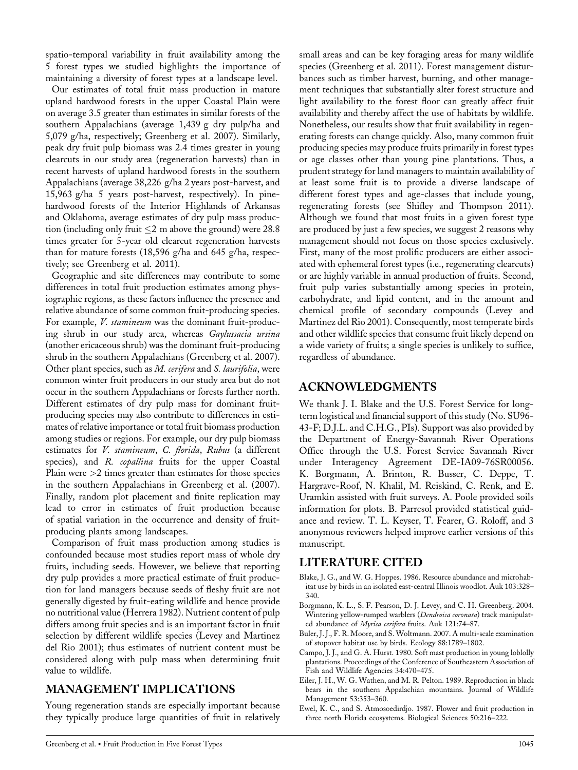spatio-temporal variability in fruit availability among the 5 forest types we studied highlights the importance of maintaining a diversity of forest types at a landscape level.

Our estimates of total fruit mass production in mature upland hardwood forests in the upper Coastal Plain were on average 3.5 greater than estimates in similar forests of the southern Appalachians (average 1,439 g dry pulp/ha and 5,079 g/ha, respectively; Greenberg et al. 2007). Similarly, peak dry fruit pulp biomass was 2.4 times greater in young clearcuts in our study area (regeneration harvests) than in recent harvests of upland hardwood forests in the southern Appalachians (average 38,226 g/ha 2 years post-harvest, and 15,963 g/ha 5 years post-harvest, respectively). In pine-hardwood forests of the Interior Highlands of Arkansas and Oklahoma, average estimates of dry pulp mass production (including only fruit ≤2 m above the ground) were 28.8 times greater for 5-year old clearcut regeneration harvests than for mature forests (18,596 g/ha and 645 g/ha, respectively; see Greenberg et al. 2011).

Geographic and site differences may contribute to some differences in total fruit production estimates among physiographic regions, as these factors influence the presence and relative abundance of some common fruit-producing species. For example, *V. stamineum* was the dominant fruit-producing shrub in our study area, whereas *Gaylussacia ursina* (another ericaceous shrub) was the dominant fruit-producing shrub in the southern Appalachians (Greenberg et al. 2007). Other plant species, such as *M. cerifera* and *S. laurifolia*, were common winter fruit producers in our study area but do not occur in the southern Appalachians or forests further north. Different estimates of dry pulp mass for dominant fruit-producing species may also contribute to differences in estimates of relative importance or total fruit biomass production among studies or regions. For example, our dry pulp biomass estimates for *V. stamineum*, *C. florida*, *Rubus* (a different species), and *R. copallina* fruits for the upper Coastal Plain were >2 times greater than estimates for those species in the southern Appalachians in Greenberg et al. (2007). Finally, random plot placement and finite replication may lead to error in estimates of fruit production because of spatial variation in the occurrence and density of fruit-producing plants among landscapes.

Comparison of fruit mass production among studies is confounded because most studies report mass of whole dry fruits, including seeds. However, we believe that reporting dry pulp provides a more practical estimate of fruit production for land managers because seeds of fleshy fruit are not generally digested by fruit-eating wildlife and hence provide no nutritional value (Herrera 1982). Nutrient content of pulp differs among fruit species and is an important factor in fruit selection by different wildlife species (Levey and Martinez del Rio 2001); thus estimates of nutrient content must be considered along with pulp mass when determining fruit value to wildlife.

## MANAGEMENT IMPLICATIONS

Young regeneration stands are especially important because they typically produce large quantities of fruit in relatively small areas and can be key foraging areas for many wildlife species (Greenberg et al. 2011). Forest management disturbances such as timber harvest, burning, and other management techniques that substantially alter forest structure and light availability to the forest floor can greatly affect fruit availability and thereby affect the use of habitats by wildlife. Nonetheless, our results show that fruit availability in regenerating forests can change quickly. Also, many common fruit producing species may produce fruits primarily in forest types or age classes other than young pine plantations. Thus, a prudent strategy for land managers to maintain availability of at least some fruit is to provide a diverse landscape of different forest types and age-classes that include young, regenerating forests (see Shifley and Thompson 2011). Although we found that most fruits in a given forest type are produced by just a few species, we suggest 2 reasons why management should not focus on those species exclusively. First, many of the most prolific producers are either associated with ephemeral forest types (i.e., regenerating clearcuts) or are highly variable in annual production of fruits. Second, fruit pulp varies substantially among species in protein, carbohydrate, and lipid content, and in the amount and chemical profile of secondary compounds (Levey and Martinez del Rio 2001). Consequently, most temperate birds and other wildlife species that consume fruit likely depend on a wide variety of fruits; a single species is unlikely to suffice, regardless of abundance.

## ACKNOWLEDGMENTS

We thank J. I. Blake and the U.S. Forest Service for long-term logistical and financial support of this study (No. SU96-43-F; D.J.L. and C.H.G., PIs). Support was also provided by the Department of Energy-Savannah River Operations Office through the U.S. Forest Service Savannah River under Interagency Agreement DE-IA09-76SR00056. K. Borgmann, A. Brinton, R. Busser, C. Deppe, T. Hargrave-Roof, N. Khalil, M. Reiskind, C. Renk, and E. Uramkin assisted with fruit surveys. A. Poole provided soils information for plots. B. Parresol provided statistical guidance and review. T. L. Keyser, T. Fearer, G. Roloff, and 3 anonymous reviewers helped improve earlier versions of this manuscript.

## LITERATURE CITED

Blake, J. G., and W. G. Hoppes. 1986. Resource abundance and microhabitat use by birds in an isolated east-central Illinois woodlot. Auk 103:328–340.

Borgmann, K. L., S. F. Pearson, D. J. Levey, and C. H. Greenberg. 2004. Wintering yellow-rumped warblers (*Dendroica coronata*) track manipulated abundance of *Myrica cerifera* fruits. Auk 121:74–87.

Buler, J. J., F. R. Moore, and S. Woltmann. 2007. A multi-scale examination of stopover habitat use by birds. Ecology 88:1789–1802.

Campo, J. J., and G. A. Hurst. 1980. Soft mast production in young loblolly plantations. Proceedings of the Conference of Southeastern Association of Fish and Wildlife Agencies 34:470–475.

Eiler, J. H., W. G. Wathen, and M. R. Pelton. 1989. Reproduction in black bears in the southern Appalachian mountains. Journal of Wildlife Management 53:353–360.

Ewel, K. C., and S. Atmosoedirdjo. 1987. Flower and fruit production in three north Florida ecosystems. Biological Sciences 50:216–222.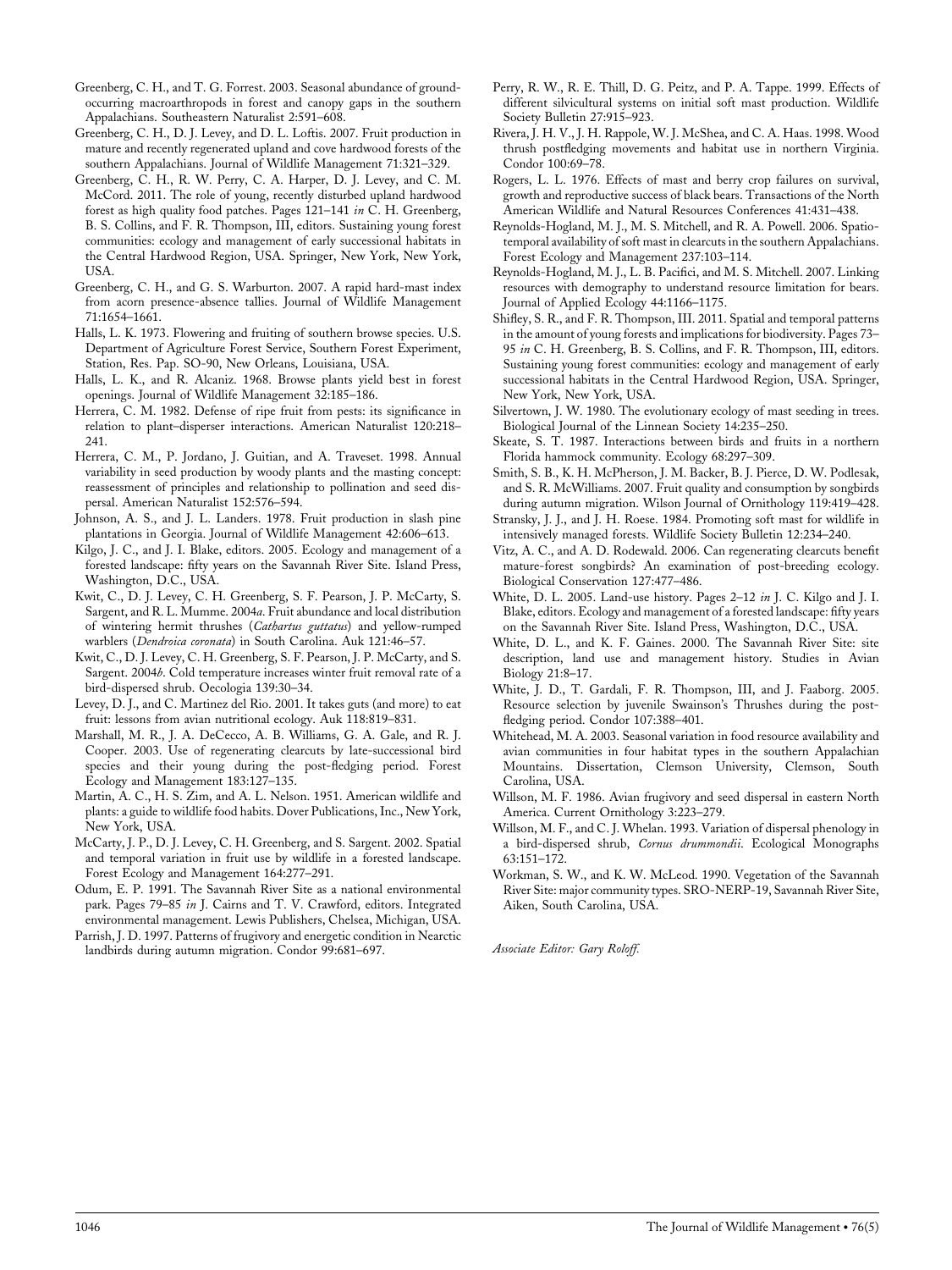Greenberg, C. H., and T. G. Forrest. 2003. Seasonal abundance of ground-occurring macroarthropods in forest and canopy gaps in the southern Appalachians. Southeastern Naturalist 2:591–608.

Greenberg, C. H., D. J. Levey, and D. L. Loftis. 2007. Fruit production in mature and recently regenerated upland and cove hardwood forests of the southern Appalachians. Journal of Wildlife Management 71:321–329.

Greenberg, C. H., R. W. Perry, C. A. Harper, D. J. Levey, and C. M. McCord. 2011. The role of young, recently disturbed upland hardwood forest as high quality food patches. Pages 121–141 *in* C. H. Greenberg, B. S. Collins, and F. R. Thompson, III, editors. Sustaining young forest communities: ecology and management of early successional habitats in the Central Hardwood Region, USA. Springer, New York, New York, USA.

Greenberg, C. H., and G. S. Warburton. 2007. A rapid hard-mast index from acorn presence-absence tallies. Journal of Wildlife Management 71:1654–1661.

Halls, L. K. 1973. Flowering and fruiting of southern browse species. U.S. Department of Agriculture Forest Service, Southern Forest Experiment, Station, Res. Pap. SO-90, New Orleans, Louisiana, USA.

Halls, L. K., and R. Alcaniz. 1968. Browse plants yield best in forest openings. Journal of Wildlife Management 32:185–186.

Herrera, C. M. 1982. Defense of ripe fruit from pests: its significance in relation to plant–disperser interactions. American Naturalist 120:218–241.

Herrera, C. M., P. Jordano, J. Guitian, and A. Traveset. 1998. Annual variability in seed production by woody plants and the masting concept: reassessment of principles and relationship to pollination and seed dispersal. American Naturalist 152:576–594.

Johnson, A. S., and J. L. Landers. 1978. Fruit production in slash pine plantations in Georgia. Journal of Wildlife Management 42:606–613.

Kilgo, J. C., and J. I. Blake, editors. 2005. Ecology and management of a forested landscape: fifty years on the Savannah River Site. Island Press, Washington, D.C., USA.

Kwit, C., D. J. Levey, C. H. Greenberg, S. F. Pearson, J. P. McCarty, S. Sargent, and R. L. Mumme. 2004*a*. Fruit abundance and local distribution of wintering hermit thrushes (*Cathartus guttatus*) and yellow-rumped warblers (*Dendroica coronata*) in South Carolina. Auk 121:46–57.

Kwit, C., D. J. Levey, C. H. Greenberg, S. F. Pearson, J. P. McCarty, and S. Sargent. 2004*b*. Cold temperature increases winter fruit removal rate of a bird-dispersed shrub. Oecologia 139:30–34.

Levey, D. J., and C. Martinez del Rio. 2001. It takes guts (and more) to eat fruit: lessons from avian nutritional ecology. Auk 118:819–831.

Marshall, M. R., J. A. DeCecco, A. B. Williams, G. A. Gale, and R. J. Cooper. 2003. Use of regenerating clearcuts by late-successional bird species and their young during the post-fledging period. Forest Ecology and Management 183:127–135.

Martin, A. C., H. S. Zim, and A. L. Nelson. 1951. American wildlife and plants: a guide to wildlife food habits. Dover Publications, Inc., New York, New York, USA.

McCarty, J. P., D. J. Levey, C. H. Greenberg, and S. Sargent. 2002. Spatial and temporal variation in fruit use by wildlife in a forested landscape. Forest Ecology and Management 164:277–291.

Odum, E. P. 1991. The Savannah River Site as a national environmental park. Pages 79–85 *in* J. Cairns and T. V. Crawford, editors. Integrated environmental management. Lewis Publishers, Chelsea, Michigan, USA.

Parrish, J. D. 1997. Patterns of frugivory and energetic condition in Nearctic landbirds during autumn migration. Condor 99:681–697.

Perry, R. W., R. E. Thill, D. G. Peitz, and P. A. Tappe. 1999. Effects of different silvicultural systems on initial soft mast production. Wildlife Society Bulletin 27:915–923.

Rivera, J. H. V., J. H. Rappole, W. J. McShea, and C. A. Haas. 1998. Wood thrush postfledging movements and habitat use in northern Virginia. Condor 100:69–78.

Rogers, L. L. 1976. Effects of mast and berry crop failures on survival, growth and reproductive success of black bears. Transactions of the North American Wildlife and Natural Resources Conferences 41:431–438.

Reynolds-Hogland, M. J., M. S. Mitchell, and R. A. Powell. 2006. Spatio-temporal availability of soft mast in clearcuts in the southern Appalachians. Forest Ecology and Management 237:103–114.

Reynolds-Hogland, M. J., L. B. Pacifici, and M. S. Mitchell. 2007. Linking resources with demography to understand resource limitation for bears. Journal of Applied Ecology 44:1166–1175.

Shifley, S. R., and F. R. Thompson, III. 2011. Spatial and temporal patterns in the amount of young forests and implications for biodiversity. Pages 73–95 *in* C. H. Greenberg, B. S. Collins, and F. R. Thompson, III, editors. Sustaining young forest communities: ecology and management of early successional habitats in the Central Hardwood Region, USA. Springer, New York, New York, USA.

Silvertown, J. W. 1980. The evolutionary ecology of mast seeding in trees. Biological Journal of the Linnean Society 14:235–250.

Skeate, S. T. 1987. Interactions between birds and fruits in a northern Florida hammock community. Ecology 68:297–309.

Smith, S. B., K. H. McPherson, J. M. Backer, B. J. Pierce, D. W. Podlesak, and S. R. McWilliams. 2007. Fruit quality and consumption by songbirds during autumn migration. Wilson Journal of Ornithology 119:419–428.

Stransky, J. J., and J. H. Roese. 1984. Promoting soft mast for wildlife in intensively managed forests. Wildlife Society Bulletin 12:234–240.

Vitz, A. C., and A. D. Rodewald. 2006. Can regenerating clearcuts benefit mature-forest songbirds? An examination of post-breeding ecology. Biological Conservation 127:477–486.

White, D. L. 2005. Land-use history. Pages 2–12 *in* J. C. Kilgo and J. I. Blake, editors. Ecology and management of a forested landscape: fifty years on the Savannah River Site. Island Press, Washington, D.C., USA.

White, D. L., and K. F. Gaines. 2000. The Savannah River Site: site description, land use and management history. Studies in Avian Biology 21:8–17.

White, J. D., T. Gardali, F. R. Thompson, III, and J. Faaborg. 2005. Resource selection by juvenile Swainson's Thrushes during the post-fledging period. Condor 107:388–401.

Whitehead, M. A. 2003. Seasonal variation in food resource availability and avian communities in four habitat types in the southern Appalachian Mountains. Dissertation, Clemson University, Clemson, South Carolina, USA.

Willson, M. F. 1986. Avian frugivory and seed dispersal in eastern North America. Current Ornithology 3:223–279.

Willson, M. F., and C. J. Whelan. 1993. Variation of dispersal phenology in a bird-dispersed shrub, *Cornus drummondii*. Ecological Monographs 63:151–172.

Workman, S. W., and K. W. McLeod. 1990. Vegetation of the Savannah River Site: major community types. SRO-NERP-19, Savannah River Site, Aiken, South Carolina, USA.

*Associate Editor: Gary Roloff.*